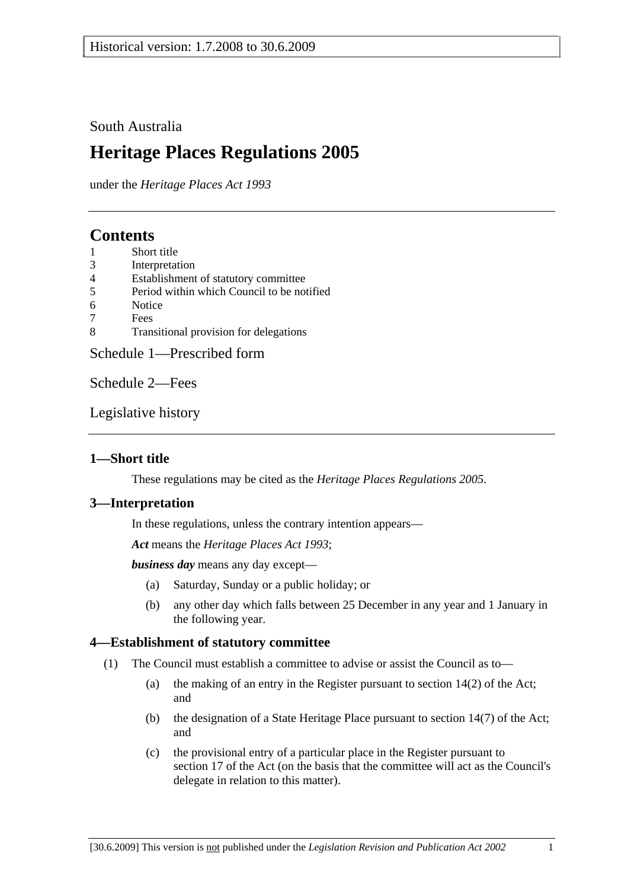Historical version: 1.7.2008 to 30.6.2009

South Australia

# Heritage Places Regulations 2005

under the *Heritage Places Act 1993*

## Contents

1 Short title
3 Interpretation
4 Establishment of statutory committee
5 Period within which Council to be notified
6 Notice
7 Fees
8 Transitional provision for delegations

Schedule 1—Prescribed form

Schedule 2—Fees

Legislative history

### 1—Short title

These regulations may be cited as the *Heritage Places Regulations 2005*.

### 3—Interpretation

In these regulations, unless the contrary intention appears—

***Act*** means the *Heritage Places Act 1993*;

***business day*** means any day except—

(a) Saturday, Sunday or a public holiday; or

(b) any other day which falls between 25 December in any year and 1 January in the following year.

### 4—Establishment of statutory committee

(1) The Council must establish a committee to advise or assist the Council as to—

(a) the making of an entry in the Register pursuant to section 14(2) of the Act; and

(b) the designation of a State Heritage Place pursuant to section 14(7) of the Act; and

(c) the provisional entry of a particular place in the Register pursuant to section 17 of the Act (on the basis that the committee will act as the Council's delegate in relation to this matter).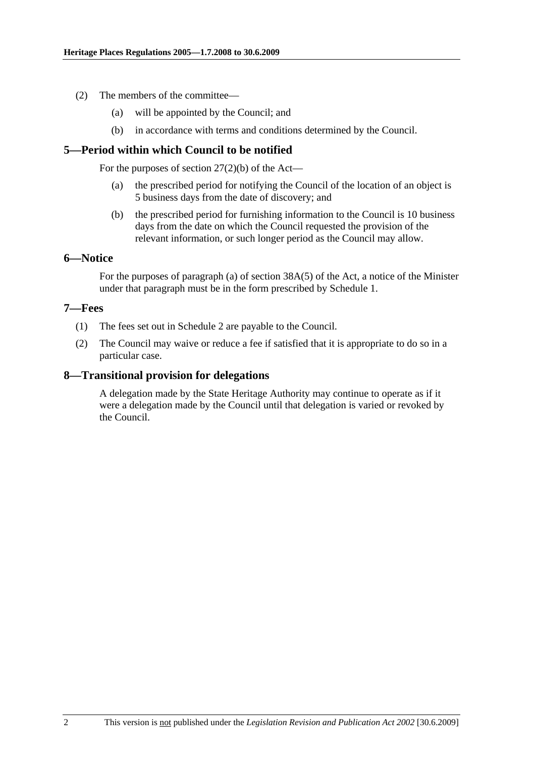(2) The members of the committee—

(a) will be appointed by the Council; and

(b) in accordance with terms and conditions determined by the Council.

## 5—Period within which Council to be notified

For the purposes of section 27(2)(b) of the Act—

(a) the prescribed period for notifying the Council of the location of an object is 5 business days from the date of discovery; and

(b) the prescribed period for furnishing information to the Council is 10 business days from the date on which the Council requested the provision of the relevant information, or such longer period as the Council may allow.

## 6—Notice

For the purposes of paragraph (a) of section 38A(5) of the Act, a notice of the Minister under that paragraph must be in the form prescribed by Schedule 1.

## 7—Fees

(1) The fees set out in Schedule 2 are payable to the Council.

(2) The Council may waive or reduce a fee if satisfied that it is appropriate to do so in a particular case.

## 8—Transitional provision for delegations

A delegation made by the State Heritage Authority may continue to operate as if it were a delegation made by the Council until that delegation is varied or revoked by the Council.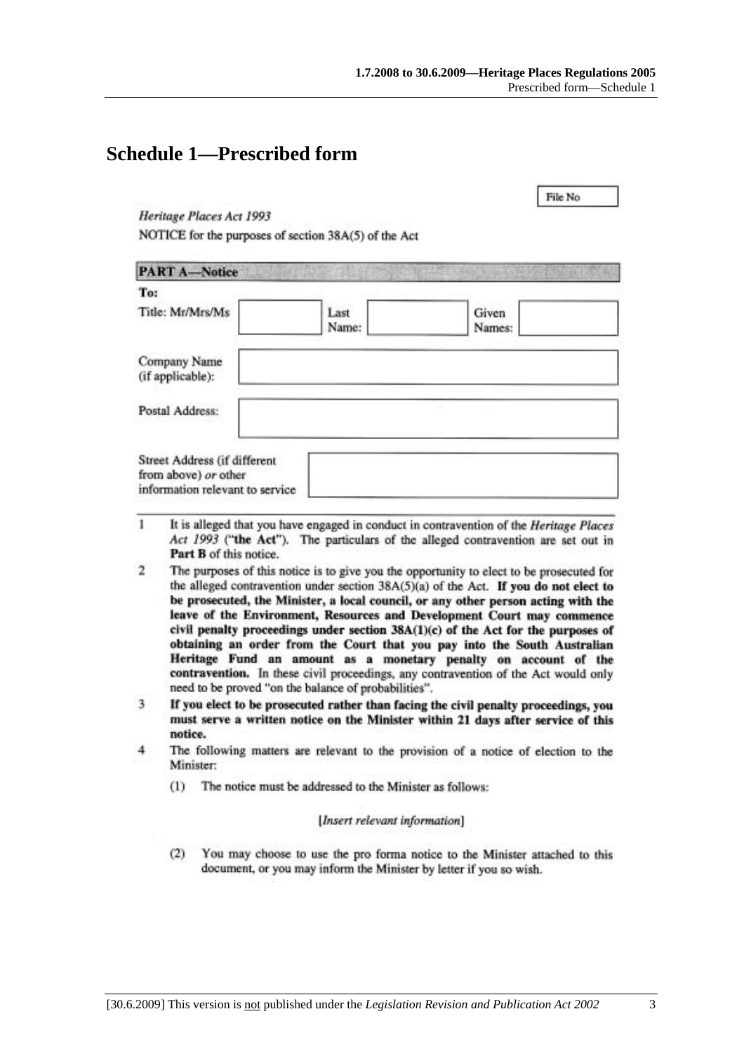# Schedule 1—Prescribed form

File No

*Heritage Places Act 1993*

NOTICE for the purposes of section 38A(5) of the Act

**PART A—Notice**

**To:**

| Title: Mr/Mrs/Ms | | Last Name: | | Given Names: | |
|---|---|---|---|---|---|
| Company Name (if applicable): | | | | | |
| Postal Address: | | | | | |
| Street Address (if different from above) *or* other information relevant to service | | | | | |

1 It is alleged that you have engaged in conduct in contravention of the *Heritage Places Act 1993* ("**the Act**"). The particulars of the alleged contravention are set out in **Part B** of this notice.

2 The purposes of this notice is to give you the opportunity to elect to be prosecuted for the alleged contravention under section 38A(5)(a) of the Act. **If you do not elect to be prosecuted, the Minister, a local council, or any other person acting with the leave of the Environment, Resources and Development Court may commence civil penalty proceedings under section 38A(1)(c) of the Act for the purposes of obtaining an order from the Court that you pay into the South Australian Heritage Fund an amount as a monetary penalty on account of the contravention.** In these civil proceedings, any contravention of the Act would only need to be proved "on the balance of probabilities".

3 **If you elect to be prosecuted rather than facing the civil penalty proceedings, you must serve a written notice on the Minister within 21 days after service of this notice.**

4 The following matters are relevant to the provision of a notice of election to the Minister:

(1) The notice must be addressed to the Minister as follows:

[*Insert relevant information*]

(2) You may choose to use the pro forma notice to the Minister attached to this document, or you may inform the Minister by letter if you so wish.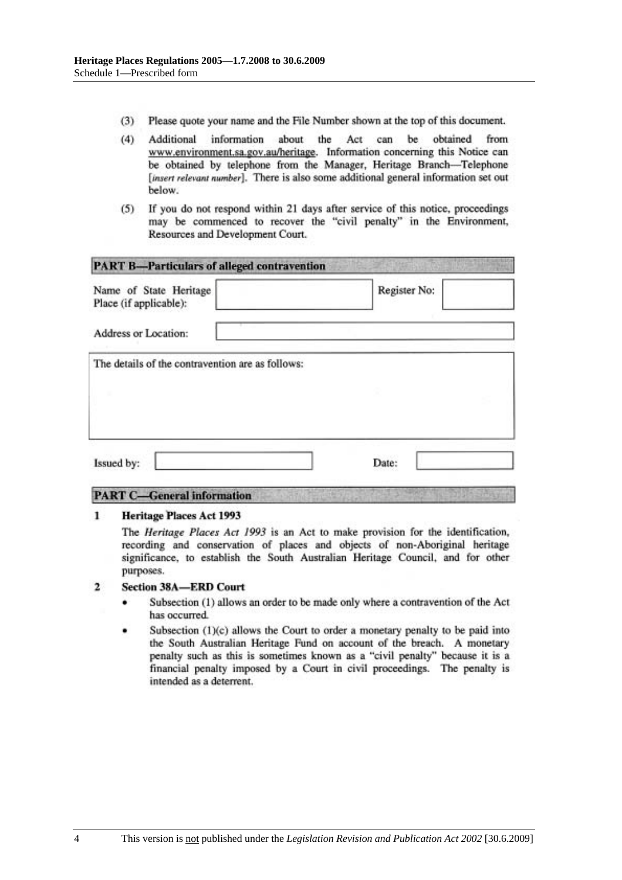(3) Please quote your name and the File Number shown at the top of this document.

(4) Additional information about the Act can be obtained from www.environment.sa.gov.au/heritage. Information concerning this Notice can be obtained by telephone from the Manager, Heritage Branch—Telephone [*insert relevant number*]. There is also some additional general information set out below.

(5) If you do not respond within 21 days after service of this notice, proceedings may be commenced to recover the "civil penalty" in the Environment, Resources and Development Court.

**PART B—Particulars of alleged contravention**

| Name of State Heritage Place (if applicable): | | Register No: | |
|---|---|---|---|
| Address or Location: | | | |

The details of the contravention are as follows:

| Issued by: | | Date: | |
|---|---|---|---|

**PART C—General information**

**1 Heritage Places Act 1993**

The *Heritage Places Act 1993* is an Act to make provision for the identification, recording and conservation of places and objects of non-Aboriginal heritage significance, to establish the South Australian Heritage Council, and for other purposes.

**2 Section 38A—ERD Court**

- Subsection (1) allows an order to be made only where a contravention of the Act has occurred.
- Subsection (1)(c) allows the Court to order a monetary penalty to be paid into the South Australian Heritage Fund on account of the breach. A monetary penalty such as this is sometimes known as a "civil penalty" because it is a financial penalty imposed by a Court in civil proceedings. The penalty is intended as a deterrent.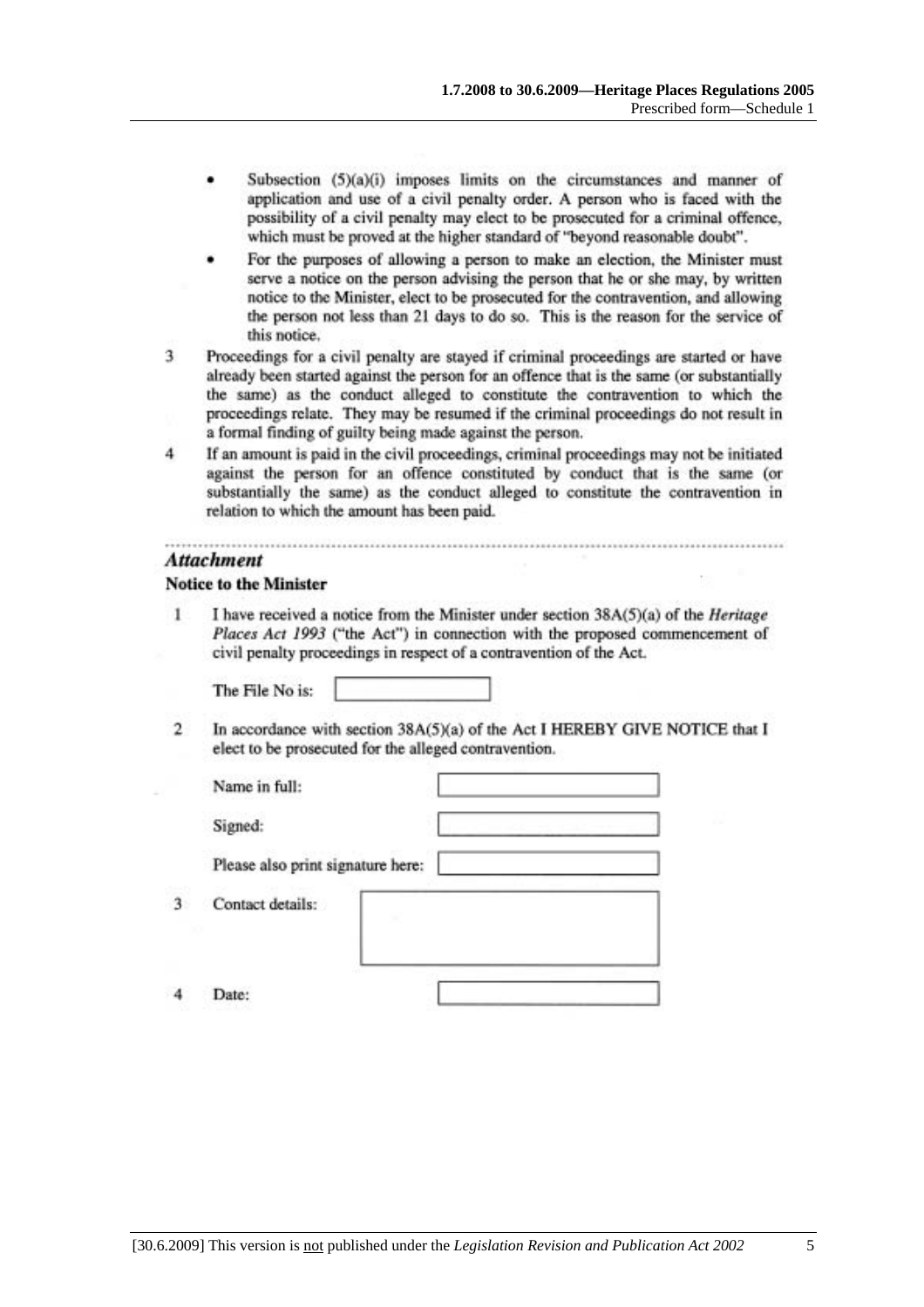- Subsection (5)(a)(i) imposes limits on the circumstances and manner of application and use of a civil penalty order. A person who is faced with the possibility of a civil penalty may elect to be prosecuted for a criminal offence, which must be proved at the higher standard of "beyond reasonable doubt".
- For the purposes of allowing a person to make an election, the Minister must serve a notice on the person advising the person that he or she may, by written notice to the Minister, elect to be prosecuted for the contravention, and allowing the person not less than 21 days to do so. This is the reason for the service of this notice.

3 Proceedings for a civil penalty are stayed if criminal proceedings are started or have already been started against the person for an offence that is the same (or substantially the same) as the conduct alleged to constitute the contravention to which the proceedings relate. They may be resumed if the criminal proceedings do not result in a formal finding of guilty being made against the person.

4 If an amount is paid in the civil proceedings, criminal proceedings may not be initiated against the person for an offence constituted by conduct that is the same (or substantially the same) as the conduct alleged to constitute the contravention in relation to which the amount has been paid.

---

***Attachment***

**Notice to the Minister**

1 I have received a notice from the Minister under section 38A(5)(a) of the *Heritage Places Act 1993* ("the Act") in connection with the proposed commencement of civil penalty proceedings in respect of a contravention of the Act.

The File No is: ____________

2 In accordance with section 38A(5)(a) of the Act I HEREBY GIVE NOTICE that I elect to be prosecuted for the alleged contravention.

Name in full: ____________

Signed: ____________

Please also print signature here: ____________

3 Contact details: ____________

4 Date: ____________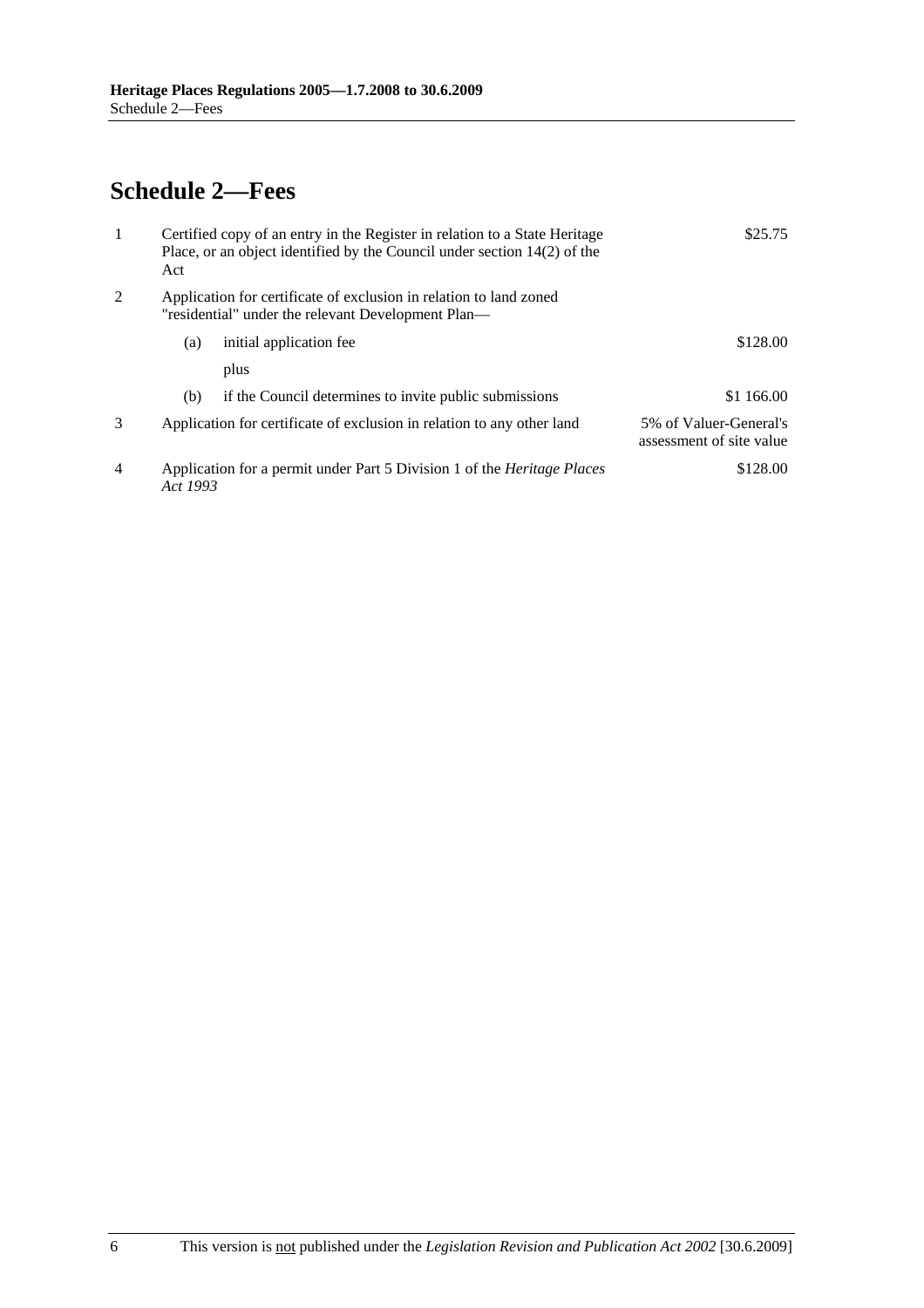# Schedule 2—Fees

| | | | |
|---|---|---|---|
| 1 | Certified copy of an entry in the Register in relation to a State Heritage Place, or an object identified by the Council under section 14(2) of the Act | | \$25.75 |
| 2 | Application for certificate of exclusion in relation to land zoned "residential" under the relevant Development Plan— | | |
| | (a) | initial application fee | \$128.00 |
| | | plus | |
| | (b) | if the Council determines to invite public submissions | \$1 166.00 |
| 3 | Application for certificate of exclusion in relation to any other land | | 5% of Valuer-General's assessment of site value |
| 4 | Application for a permit under Part 5 Division 1 of the *Heritage Places Act 1993* | | \$128.00 |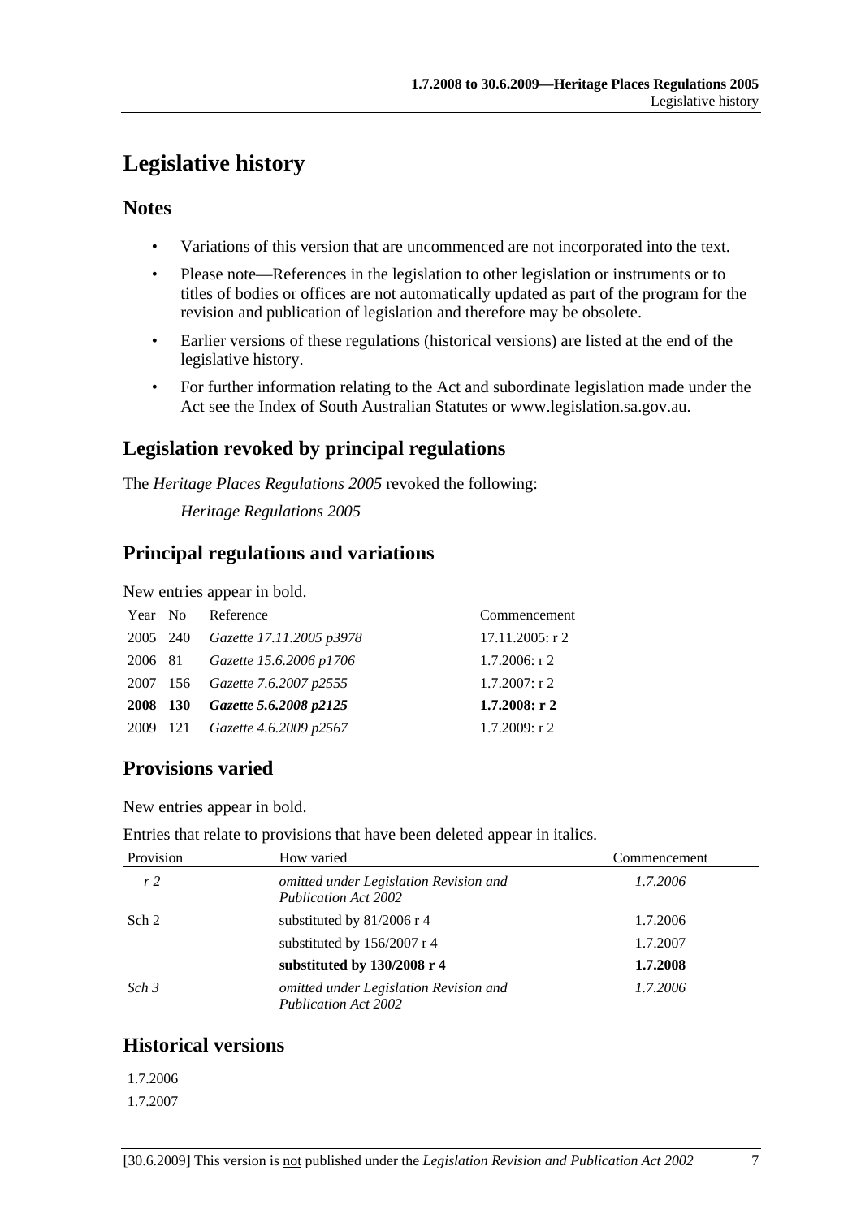# Legislative history

## Notes

- Variations of this version that are uncommenced are not incorporated into the text.
- Please note—References in the legislation to other legislation or instruments or to titles of bodies or offices are not automatically updated as part of the program for the revision and publication of legislation and therefore may be obsolete.
- Earlier versions of these regulations (historical versions) are listed at the end of the legislative history.
- For further information relating to the Act and subordinate legislation made under the Act see the Index of South Australian Statutes or www.legislation.sa.gov.au.

## Legislation revoked by principal regulations

The *Heritage Places Regulations 2005* revoked the following:

*Heritage Regulations 2005*

## Principal regulations and variations

New entries appear in bold.

| Year | No | Reference | Commencement |
|---|---|---|---|
| 2005 | 240 | *Gazette 17.11.2005 p3978* | 17.11.2005: r 2 |
| 2006 | 81 | *Gazette 15.6.2006 p1706* | 1.7.2006: r 2 |
| 2007 | 156 | *Gazette 7.6.2007 p2555* | 1.7.2007: r 2 |
| **2008** | **130** | ***Gazette 5.6.2008 p2125*** | **1.7.2008: r 2** |
| 2009 | 121 | *Gazette 4.6.2009 p2567* | 1.7.2009: r 2 |

## Provisions varied

New entries appear in bold.

Entries that relate to provisions that have been deleted appear in italics.

| Provision | How varied | Commencement |
|---|---|---|
| *r 2* | *omitted under Legislation Revision and Publication Act 2002* | *1.7.2006* |
| Sch 2 | substituted by 81/2006 r 4 | 1.7.2006 |
| | substituted by 156/2007 r 4 | 1.7.2007 |
| | **substituted by 130/2008 r 4** | **1.7.2008** |
| *Sch 3* | *omitted under Legislation Revision and Publication Act 2002* | *1.7.2006* |

## Historical versions

1.7.2006

1.7.2007